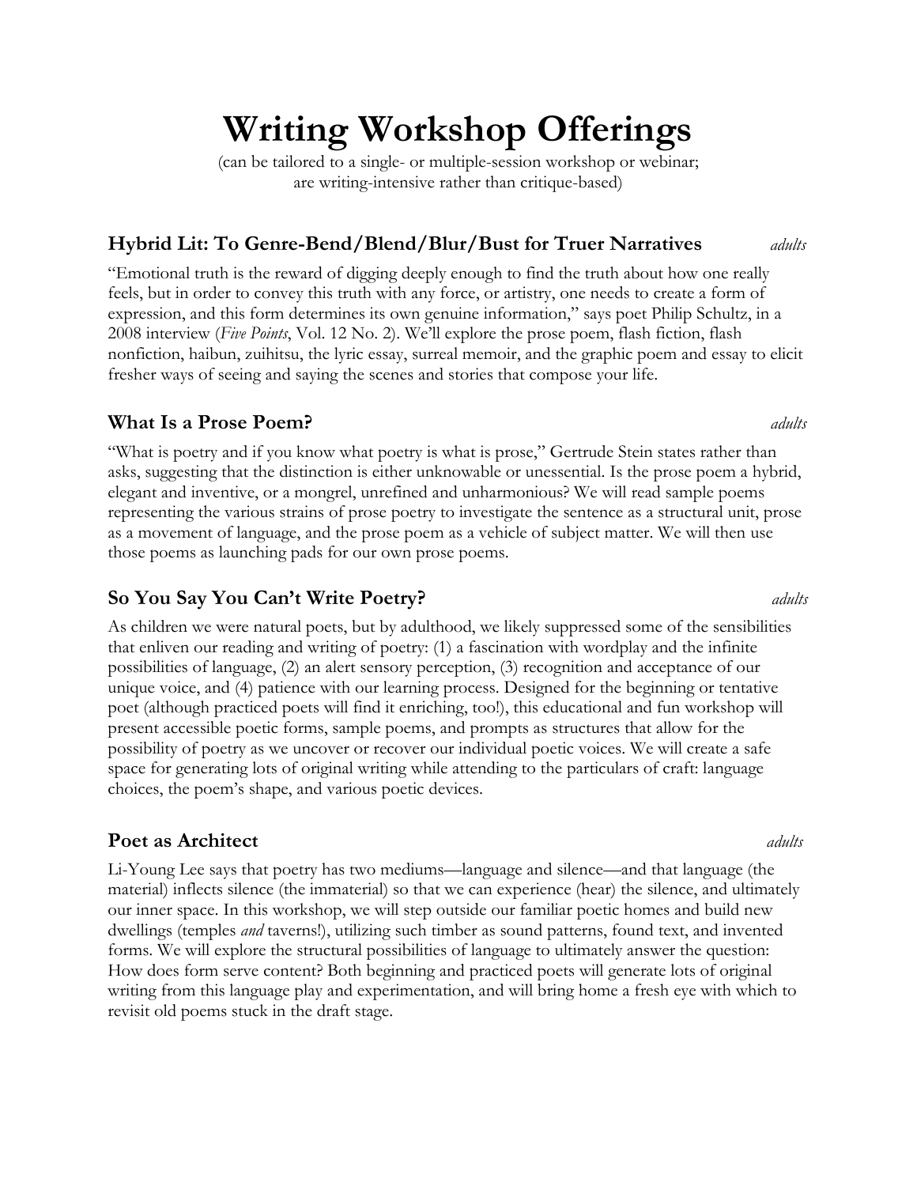# Writing Workshop Offerings

(can be tailored to a single- or multiple-session workshop or webinar; are writing-intensive rather than critique-based)

## Hybrid Lit: To Genre-Bend/Blend/Blur/Bust for Truer Narratives *adults*

"Emotional truth is the reward of digging deeply enough to find the truth about how one really feels, but in order to convey this truth with any force, or artistry, one needs to create a form of expression, and this form determines its own genuine information," says poet Philip Schultz, in a 2008 interview (*Five Points*, Vol. 12 No. 2). We'll explore the prose poem, flash fiction, flash nonfiction, haibun, zuihitsu, the lyric essay, surreal memoir, and the graphic poem and essay to elicit fresher ways of seeing and saying the scenes and stories that compose your life.

## What Is a Prose Poem? *adults*

"What is poetry and if you know what poetry is what is prose," Gertrude Stein states rather than asks, suggesting that the distinction is either unknowable or unessential. Is the prose poem a hybrid, elegant and inventive, or a mongrel, unrefined and unharmonious? We will read sample poems representing the various strains of prose poetry to investigate the sentence as a structural unit, prose as a movement of language, and the prose poem as a vehicle of subject matter. We will then use those poems as launching pads for our own prose poems.

## So You Say You Can't Write Poetry? *adults*

As children we were natural poets, but by adulthood, we likely suppressed some of the sensibilities that enliven our reading and writing of poetry: (1) a fascination with wordplay and the infinite possibilities of language, (2) an alert sensory perception, (3) recognition and acceptance of our unique voice, and (4) patience with our learning process. Designed for the beginning or tentative poet (although practiced poets will find it enriching, too!), this educational and fun workshop will present accessible poetic forms, sample poems, and prompts as structures that allow for the possibility of poetry as we uncover or recover our individual poetic voices. We will create a safe space for generating lots of original writing while attending to the particulars of craft: language choices, the poem's shape, and various poetic devices.

## Poet as Architect *adults*

Li-Young Lee says that poetry has two mediums—language and silence—and that language (the material) inflects silence (the immaterial) so that we can experience (hear) the silence, and ultimately our inner space. In this workshop, we will step outside our familiar poetic homes and build new dwellings (temples *and* taverns!), utilizing such timber as sound patterns, found text, and invented forms. We will explore the structural possibilities of language to ultimately answer the question: How does form serve content? Both beginning and practiced poets will generate lots of original writing from this language play and experimentation, and will bring home a fresh eye with which to revisit old poems stuck in the draft stage.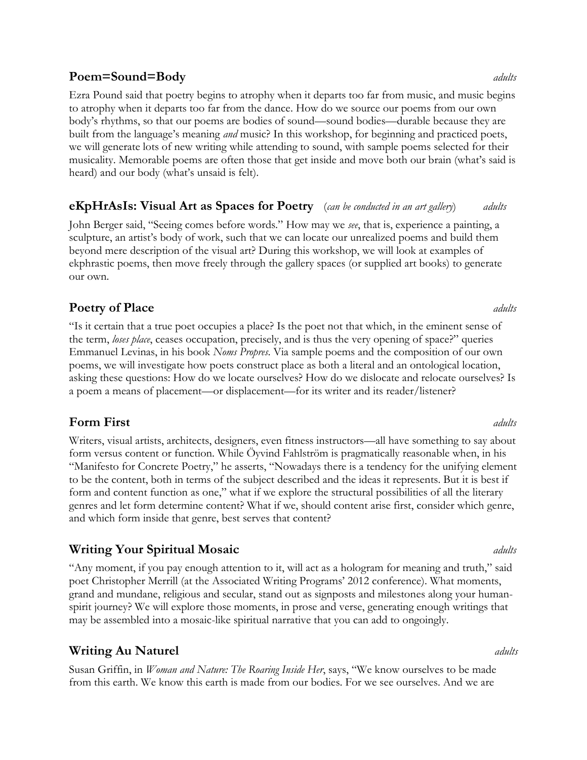## Poem=Sound=Body *adults*

Ezra Pound said that poetry begins to atrophy when it departs too far from music, and music begins to atrophy when it departs too far from the dance. How do we source our poems from our own body's rhythms, so that our poems are bodies of sound—sound bodies—durable because they are built from the language's meaning *and* music? In this workshop, for beginning and practiced poets, we will generate lots of new writing while attending to sound, with sample poems selected for their musicality. Memorable poems are often those that get inside and move both our brain (what's said is heard) and our body (what's unsaid is felt).

## eKpHrAsIs: Visual Art as Spaces for Poetry (*can be conducted in an art gallery*) *adults*

John Berger said, "Seeing comes before words." How may we *see*, that is, experience a painting, a sculpture, an artist's body of work, such that we can locate our unrealized poems and build them beyond mere description of the visual art? During this workshop, we will look at examples of ekphrastic poems, then move freely through the gallery spaces (or supplied art books) to generate our own.

## Poetry of Place *adults*

"Is it certain that a true poet occupies a place? Is the poet not that which, in the eminent sense of the term, *loses place*, ceases occupation, precisely, and is thus the very opening of space?" queries Emmanuel Levinas, in his book *Noms Propres*. Via sample poems and the composition of our own poems, we will investigate how poets construct place as both a literal and an ontological location, asking these questions: How do we locate ourselves? How do we dislocate and relocate ourselves? Is a poem a means of placement—or displacement—for its writer and its reader/listener?

## Form First *adults*

Writers, visual artists, architects, designers, even fitness instructors—all have something to say about form versus content or function. While Öyvind Fahlström is pragmatically reasonable when, in his "Manifesto for Concrete Poetry," he asserts, "Nowadays there is a tendency for the unifying element to be the content, both in terms of the subject described and the ideas it represents. But it is best if form and content function as one," what if we explore the structural possibilities of all the literary genres and let form determine content? What if we, should content arise first, consider which genre, and which form inside that genre, best serves that content?

## Writing Your Spiritual Mosaic *adults*

"Any moment, if you pay enough attention to it, will act as a hologram for meaning and truth," said poet Christopher Merrill (at the Associated Writing Programs' 2012 conference). What moments, grand and mundane, religious and secular, stand out as signposts and milestones along your human-spirit journey? We will explore those moments, in prose and verse, generating enough writings that may be assembled into a mosaic-like spiritual narrative that you can add to ongoingly.

## Writing Au Naturel *adults*

Susan Griffin, in *Woman and Nature: The Roaring Inside Her*, says, "We know ourselves to be made from this earth. We know this earth is made from our bodies. For we see ourselves. And we are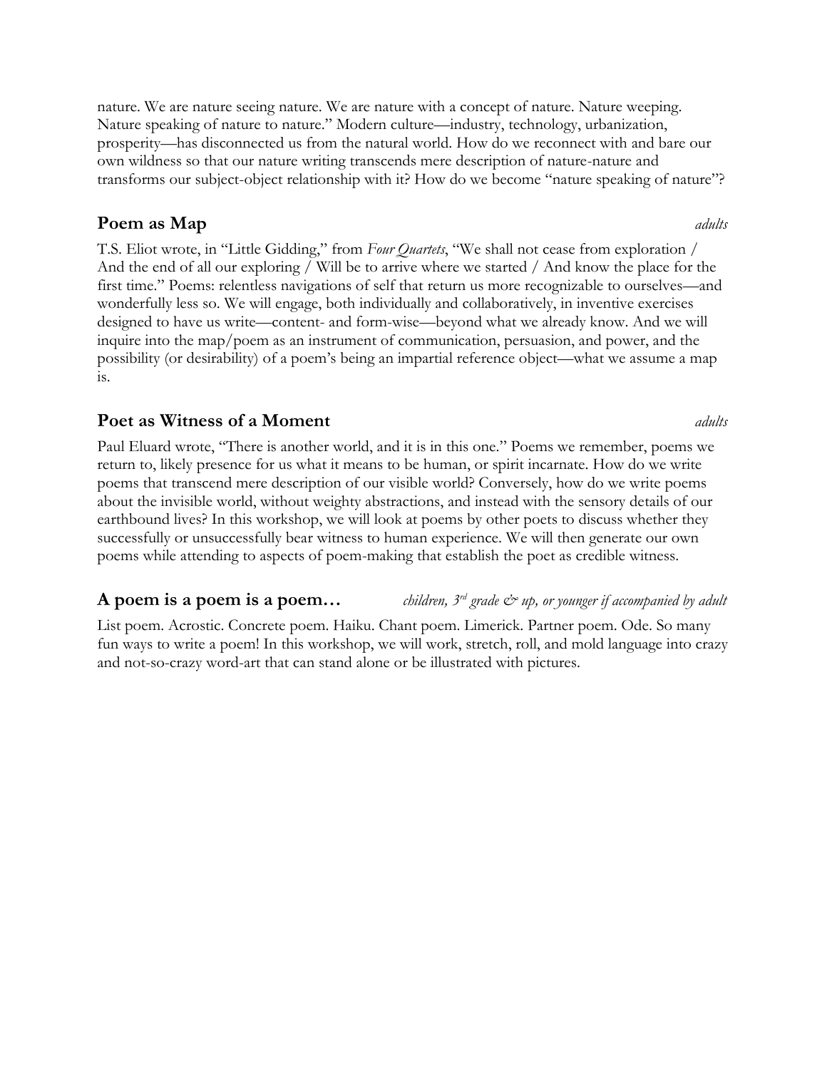nature. We are nature seeing nature. We are nature with a concept of nature. Nature weeping. Nature speaking of nature to nature." Modern culture—industry, technology, urbanization, prosperity—has disconnected us from the natural world. How do we reconnect with and bare our own wildness so that our nature writing transcends mere description of nature-nature and transforms our subject-object relationship with it? How do we become "nature speaking of nature"?

## Poem as Map

*adults*

T.S. Eliot wrote, in "Little Gidding," from *Four Quartets*, "We shall not cease from exploration / And the end of all our exploring / Will be to arrive where we started / And know the place for the first time." Poems: relentless navigations of self that return us more recognizable to ourselves—and wonderfully less so. We will engage, both individually and collaboratively, in inventive exercises designed to have us write—content- and form-wise—beyond what we already know. And we will inquire into the map/poem as an instrument of communication, persuasion, and power, and the possibility (or desirability) of a poem's being an impartial reference object—what we assume a map is.

## Poet as Witness of a Moment

*adults*

Paul Eluard wrote, "There is another world, and it is in this one." Poems we remember, poems we return to, likely presence for us what it means to be human, or spirit incarnate. How do we write poems that transcend mere description of our visible world? Conversely, how do we write poems about the invisible world, without weighty abstractions, and instead with the sensory details of our earthbound lives? In this workshop, we will look at poems by other poets to discuss whether they successfully or unsuccessfully bear witness to human experience. We will then generate our own poems while attending to aspects of poem-making that establish the poet as credible witness.

## A poem is a poem is a poem…

*children, 3rd grade & up, or younger if accompanied by adult*

List poem. Acrostic. Concrete poem. Haiku. Chant poem. Limerick. Partner poem. Ode. So many fun ways to write a poem! In this workshop, we will work, stretch, roll, and mold language into crazy and not-so-crazy word-art that can stand alone or be illustrated with pictures.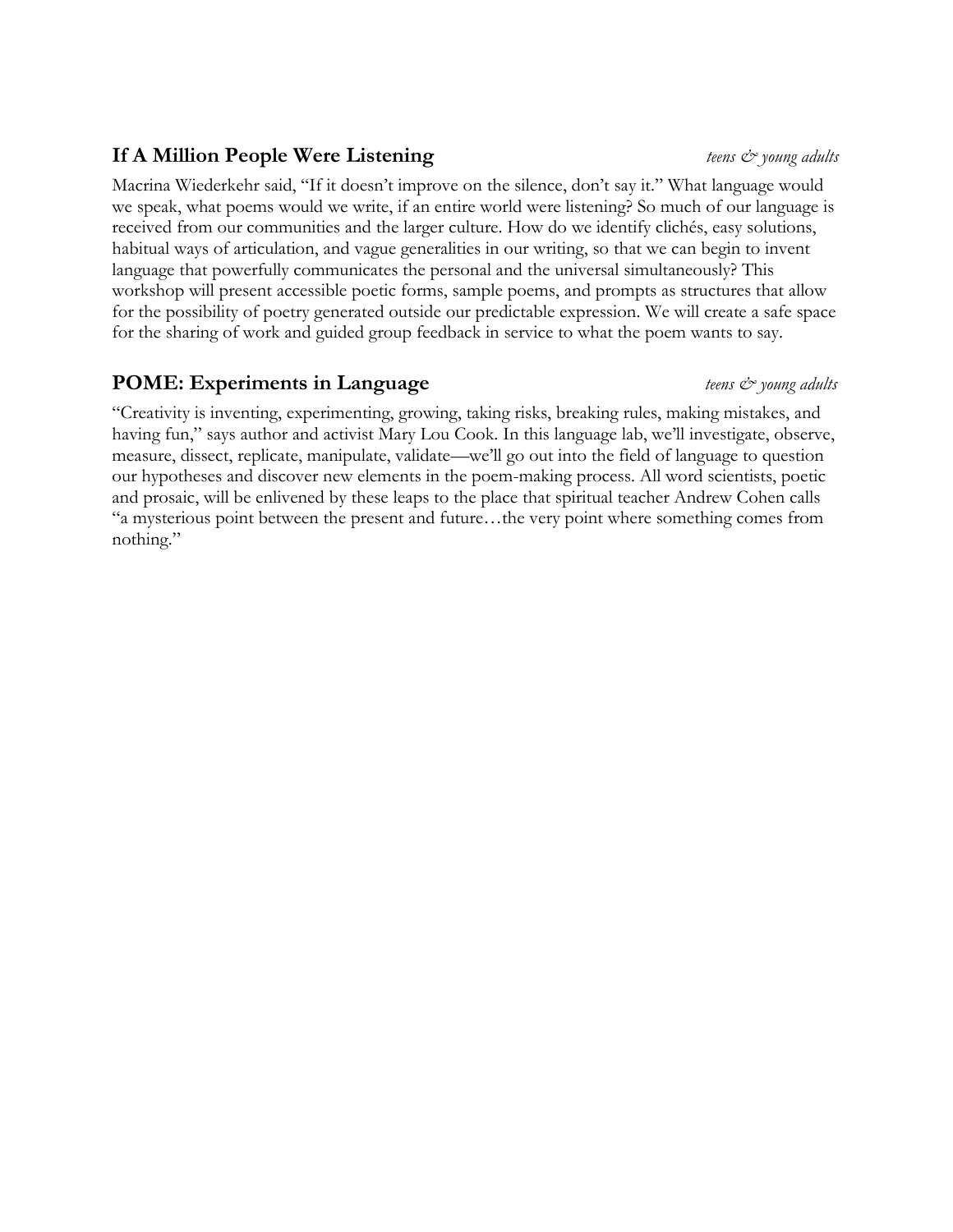## If A Million People Were Listening

*teens & young adults*

Macrina Wiederkehr said, "If it doesn't improve on the silence, don't say it." What language would we speak, what poems would we write, if an entire world were listening? So much of our language is received from our communities and the larger culture. How do we identify clichés, easy solutions, habitual ways of articulation, and vague generalities in our writing, so that we can begin to invent language that powerfully communicates the personal and the universal simultaneously? This workshop will present accessible poetic forms, sample poems, and prompts as structures that allow for the possibility of poetry generated outside our predictable expression. We will create a safe space for the sharing of work and guided group feedback in service to what the poem wants to say.

## POME: Experiments in Language

*teens & young adults*

"Creativity is inventing, experimenting, growing, taking risks, breaking rules, making mistakes, and having fun," says author and activist Mary Lou Cook. In this language lab, we'll investigate, observe, measure, dissect, replicate, manipulate, validate—we'll go out into the field of language to question our hypotheses and discover new elements in the poem-making process. All word scientists, poetic and prosaic, will be enlivened by these leaps to the place that spiritual teacher Andrew Cohen calls "a mysterious point between the present and future…the very point where something comes from nothing."